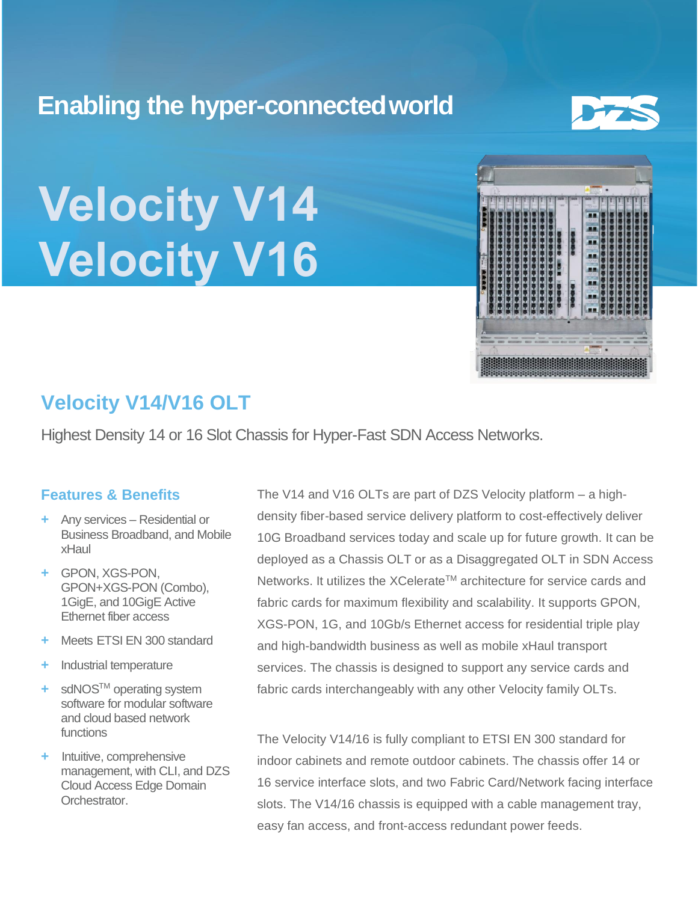Enabling the hyper-connected world

# Velocity V14
# Velocity V16

## Velocity V14/V16 OLT

Highest Density 14 or 16 Slot Chassis for Hyper-Fast SDN Access Networks.

### Features & Benefits

- Any services – Residential or Business Broadband, and Mobile xHaul
- GPON, XGS-PON, GPON+XGS-PON (Combo), 1GigE, and 10GigE Active Ethernet fiber access
- Meets ETSI EN 300 standard
- Industrial temperature
- sdNOS™ operating system software for modular software and cloud based network functions
- Intuitive, comprehensive management, with CLI, and DZS Cloud Access Edge Domain Orchestrator.

The V14 and V16 OLTs are part of DZS Velocity platform – a high-density fiber-based service delivery platform to cost-effectively deliver 10G Broadband services today and scale up for future growth. It can be deployed as a Chassis OLT or as a Disaggregated OLT in SDN Access Networks. It utilizes the XCelerate™ architecture for service cards and fabric cards for maximum flexibility and scalability. It supports GPON, XGS-PON, 1G, and 10Gb/s Ethernet access for residential triple play and high-bandwidth business as well as mobile xHaul transport services. The chassis is designed to support any service cards and fabric cards interchangeably with any other Velocity family OLTs.

The Velocity V14/16 is fully compliant to ETSI EN 300 standard for indoor cabinets and remote outdoor cabinets. The chassis offer 14 or 16 service interface slots, and two Fabric Card/Network facing interface slots. The V14/16 chassis is equipped with a cable management tray, easy fan access, and front-access redundant power feeds.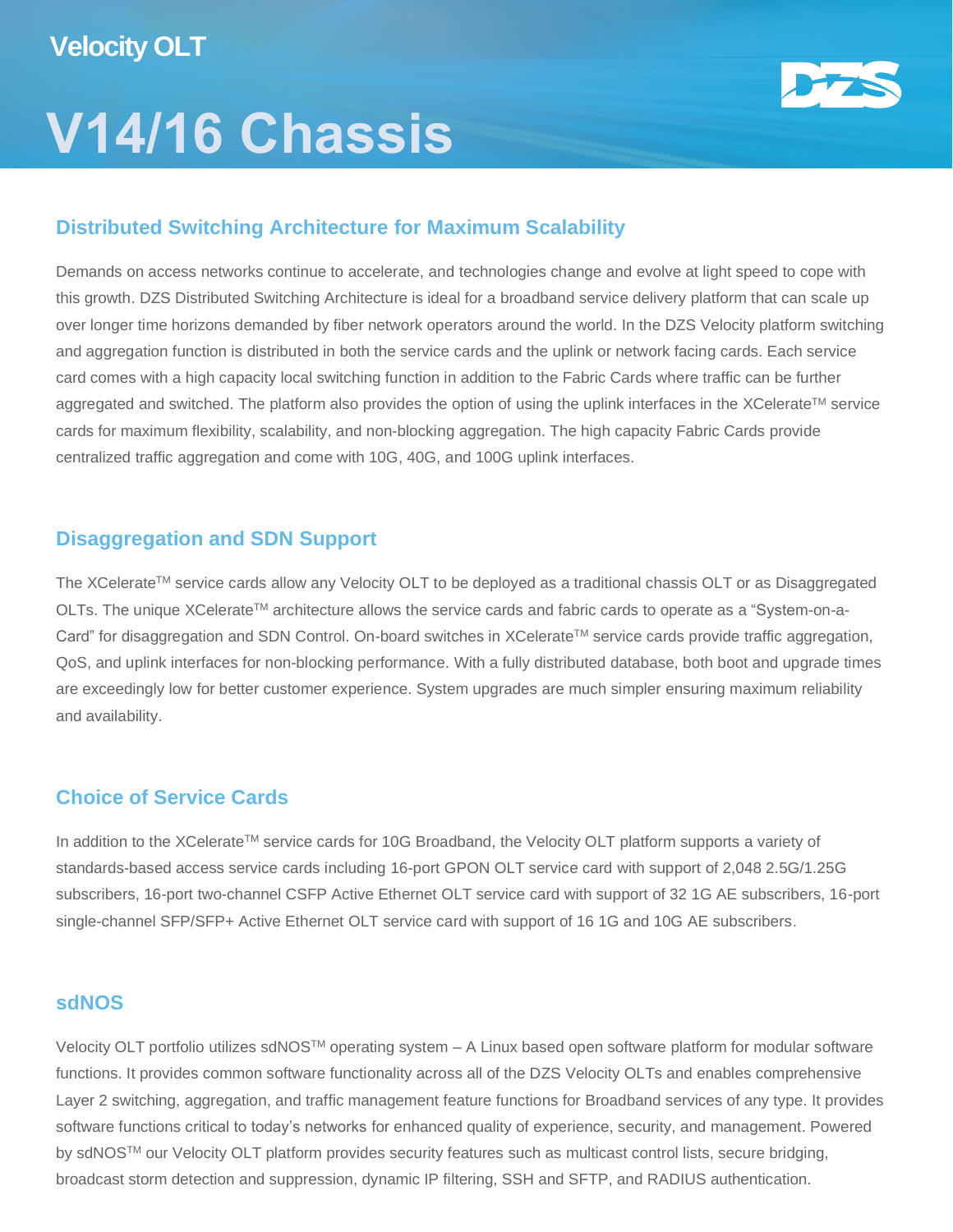Velocity OLT

# V14/16 Chassis

## Distributed Switching Architecture for Maximum Scalability

Demands on access networks continue to accelerate, and technologies change and evolve at light speed to cope with this growth. DZS Distributed Switching Architecture is ideal for a broadband service delivery platform that can scale up over longer time horizons demanded by fiber network operators around the world. In the DZS Velocity platform switching and aggregation function is distributed in both the service cards and the uplink or network facing cards. Each service card comes with a high capacity local switching function in addition to the Fabric Cards where traffic can be further aggregated and switched. The platform also provides the option of using the uplink interfaces in the XCelerate™ service cards for maximum flexibility, scalability, and non-blocking aggregation. The high capacity Fabric Cards provide centralized traffic aggregation and come with 10G, 40G, and 100G uplink interfaces.

## Disaggregation and SDN Support

The XCelerate™ service cards allow any Velocity OLT to be deployed as a traditional chassis OLT or as Disaggregated OLTs. The unique XCelerate™ architecture allows the service cards and fabric cards to operate as a "System-on-a-Card" for disaggregation and SDN Control. On-board switches in XCelerate™ service cards provide traffic aggregation, QoS, and uplink interfaces for non-blocking performance. With a fully distributed database, both boot and upgrade times are exceedingly low for better customer experience. System upgrades are much simpler ensuring maximum reliability and availability.

## Choice of Service Cards

In addition to the XCelerate™ service cards for 10G Broadband, the Velocity OLT platform supports a variety of standards-based access service cards including 16-port GPON OLT service card with support of 2,048 2.5G/1.25G subscribers, 16-port two-channel CSFP Active Ethernet OLT service card with support of 32 1G AE subscribers, 16-port single-channel SFP/SFP+ Active Ethernet OLT service card with support of 16 1G and 10G AE subscribers.

## sdNOS

Velocity OLT portfolio utilizes sdNOS™ operating system – A Linux based open software platform for modular software functions. It provides common software functionality across all of the DZS Velocity OLTs and enables comprehensive Layer 2 switching, aggregation, and traffic management feature functions for Broadband services of any type. It provides software functions critical to today's networks for enhanced quality of experience, security, and management. Powered by sdNOS™ our Velocity OLT platform provides security features such as multicast control lists, secure bridging, broadcast storm detection and suppression, dynamic IP filtering, SSH and SFTP, and RADIUS authentication.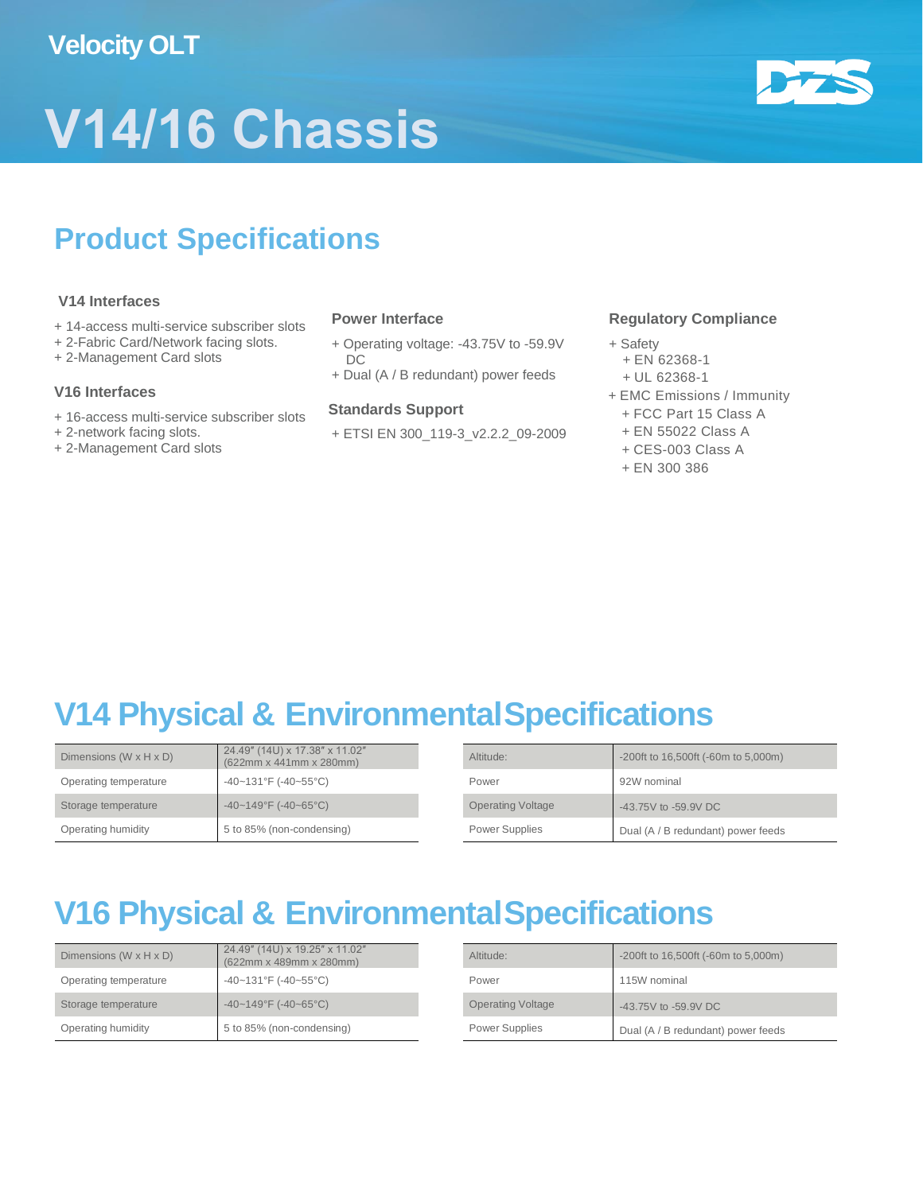Velocity OLT

# V14/16 Chassis

## Product Specifications

### V14 Interfaces

+ 14-access multi-service subscriber slots
+ 2-Fabric Card/Network facing slots.
+ 2-Management Card slots

### V16 Interfaces

+ 16-access multi-service subscriber slots
+ 2-network facing slots.
+ 2-Management Card slots

### Power Interface

+ Operating voltage: -43.75V to -59.9V DC
+ Dual (A / B redundant) power feeds

### Standards Support

+ ETSI EN 300_119-3_v2.2.2_09-2009

### Regulatory Compliance

+ Safety
  + EN 62368-1
  + UL 62368-1
+ EMC Emissions / Immunity
  + FCC Part 15 Class A
  + EN 55022 Class A
  + CES-003 Class A
  + EN 300 386

## V14 Physical & Environmental Specifications

| | |
|---|---|
| Dimensions (W x H x D) | 24.49″ (14U) x 17.38″ x 11.02″ (622mm x 441mm x 280mm) |
| Operating temperature | -40~131°F (-40~55°C) |
| Storage temperature | -40~149°F (-40~65°C) |
| Operating humidity | 5 to 85% (non-condensing) |

| | |
|---|---|
| Altitude: | -200ft to 16,500ft (-60m to 5,000m) |
| Power | 92W nominal |
| Operating Voltage | -43.75V to -59.9V DC |
| Power Supplies | Dual (A / B redundant) power feeds |

## V16 Physical & Environmental Specifications

| | |
|---|---|
| Dimensions (W x H x D) | 24.49″ (14U) x 19.25″ x 11.02″ (622mm x 489mm x 280mm) |
| Operating temperature | -40~131°F (-40~55°C) |
| Storage temperature | -40~149°F (-40~65°C) |
| Operating humidity | 5 to 85% (non-condensing) |

| | |
|---|---|
| Altitude: | -200ft to 16,500ft (-60m to 5,000m) |
| Power | 115W nominal |
| Operating Voltage | -43.75V to -59.9V DC |
| Power Supplies | Dual (A / B redundant) power feeds |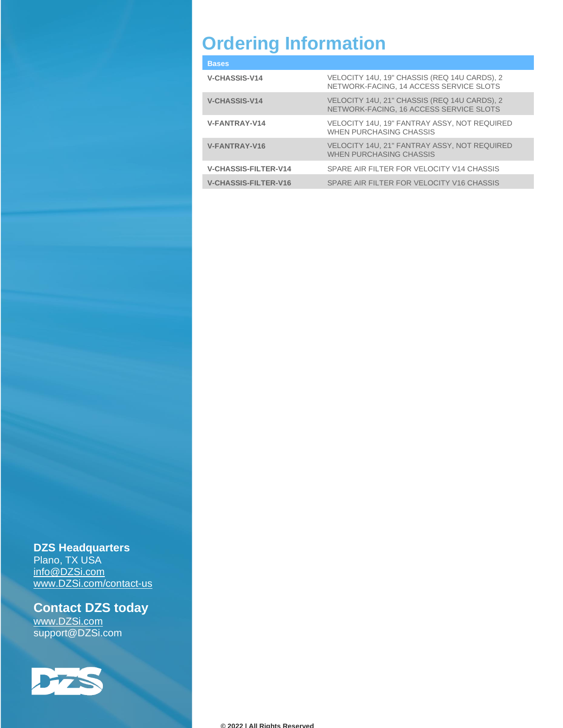# Ordering Information

| Bases | |
|---|---|
| **V-CHASSIS-V14** | VELOCITY 14U, 19" CHASSIS (REQ 14U CARDS), 2 NETWORK-FACING, 14 ACCESS SERVICE SLOTS |
| **V-CHASSIS-V14** | VELOCITY 14U, 21" CHASSIS (REQ 14U CARDS), 2 NETWORK-FACING, 16 ACCESS SERVICE SLOTS |
| **V-FANTRAY-V14** | VELOCITY 14U, 19" FANTRAY ASSY, NOT REQUIRED WHEN PURCHASING CHASSIS |
| **V-FANTRAY-V16** | VELOCITY 14U, 21" FANTRAY ASSY, NOT REQUIRED WHEN PURCHASING CHASSIS |
| **V-CHASSIS-FILTER-V14** | SPARE AIR FILTER FOR VELOCITY V14 CHASSIS |
| **V-CHASSIS-FILTER-V16** | SPARE AIR FILTER FOR VELOCITY V16 CHASSIS |

**DZS Headquarters**
Plano, TX USA
info@DZSi.com
www.DZSi.com/contact-us

**Contact DZS today**
www.DZSi.com
support@DZSi.com

**© 2022 | All Rights Reserved**